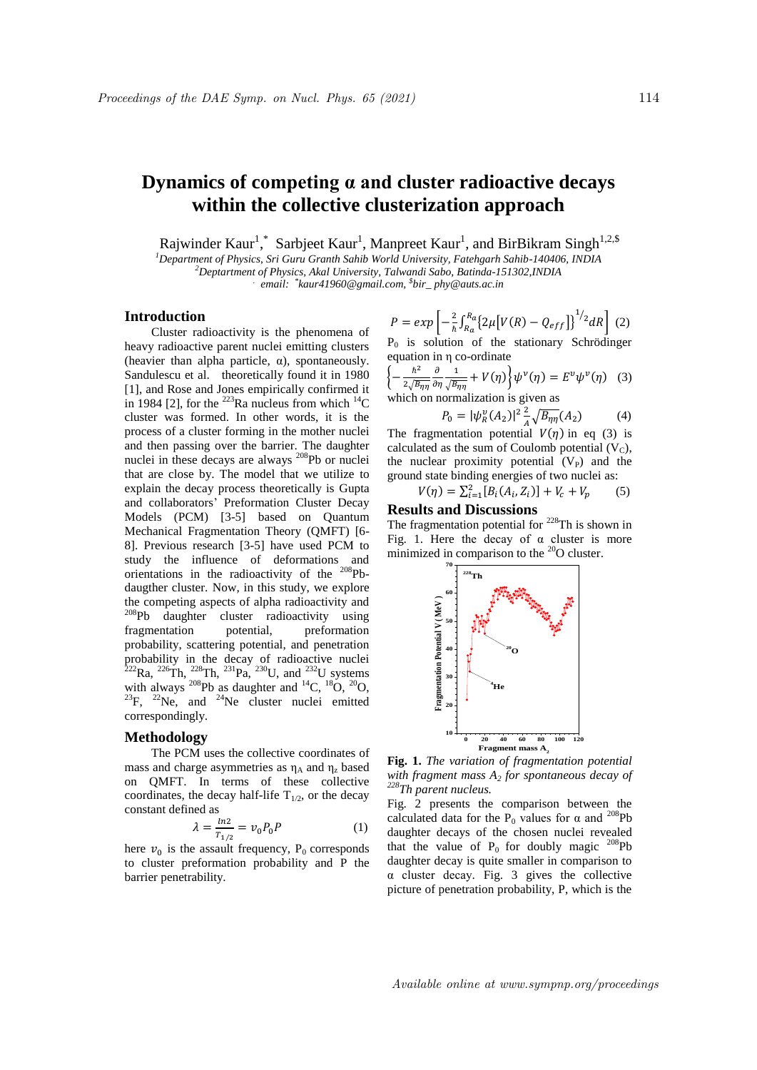# Dynamics of competing α and cluster radioactive decays within the collective clusterization approach

Rajwinder Kaur[1,*] Sarbjeet Kaur[1], Manpreet Kaur[1], and BirBikram Singh[1,2,$]

[1]Department of Physics, Sri Guru Granth Sahib World University, Fatehgarh Sahib-140406, INDIA
[2]Deptartment of Physics, Akal University, Talwandi Sabo, Batinda-151302,INDIA
. email: *kaur41960@gmail.com, $bir_ phy@auts.ac.in

## Introduction

Cluster radioactivity is the phenomena of heavy radioactive parent nuclei emitting clusters (heavier than alpha particle, α), spontaneously. Sandulescu et al. theoretically found it in 1980 [1], and Rose and Jones empirically confirmed it in 1984 [2], for the $^{223}$Ra nucleus from which $^{14}$C cluster was formed. In other words, it is the process of a cluster forming in the mother nuclei and then passing over the barrier. The daughter nuclei in these decays are always $^{208}$Pb or nuclei that are close by. The model that we utilize to explain the decay process theoretically is Gupta and collaborators' Preformation Cluster Decay Models (PCM) [3-5] based on Quantum Mechanical Fragmentation Theory (QMFT) [6-8]. Previous research [3-5] have used PCM to study the influence of deformations and orientations in the radioactivity of the $^{208}$Pb-daugther cluster. Now, in this study, we explore the competing aspects of alpha radioactivity and $^{208}$Pb daughter cluster radioactivity using fragmentation potential, preformation probability, scattering potential, and penetration probability in the decay of radioactive nuclei $^{222}$Ra, $^{226}$Th, $^{228}$Th, $^{231}$Pa, $^{230}$U, and $^{232}$U systems with always $^{208}$Pb as daughter and $^{14}$C, $^{18}$O, $^{20}$O, $^{23}$F, $^{22}$Ne, and $^{24}$Ne cluster nuclei emitted correspondingly.

## Methodology

The PCM uses the collective coordinates of mass and charge asymmetries as $\eta_A$ and $\eta_z$ based on QMFT. In terms of these collective coordinates, the decay half-life $T_{1/2}$, or the decay constant defined as

$$\lambda = \frac{ln2}{T_{1/2}} = \nu_0 P_0 P \qquad (1)$$

here $\nu_0$ is the assault frequency, $P_0$ corresponds to cluster preformation probability and P the barrier penetrability.

$$P = exp\left[-\frac{2}{\hbar}\int_{R_a}^{R_a}\{2\mu[V(R) - Q_{eff}]\}^{1/2}dR\right] \qquad (2)$$

$P_0$ is solution of the stationary Schrödinger equation in η co-ordinate

$$\left\{-\frac{\hbar^2}{2\sqrt{B_{\eta\eta}}}\frac{\partial}{\partial\eta}\frac{1}{\sqrt{B_{\eta\eta}}} + V(\eta)\right\}\psi^{\nu}(\eta) = E^{\nu}\psi^{\nu}(\eta) \qquad (3)$$

which on normalization is given as

$$P_0 = |\psi_R^{\nu}(A_2)|^2 \frac{2}{A}\sqrt{B_{\eta\eta}}(A_2) \qquad (4)$$

The fragmentation potential $V(\eta)$ in eq (3) is calculated as the sum of Coulomb potential ($V_C$), the nuclear proximity potential ($V_P$) and the ground state binding energies of two nuclei as:

$$V(\eta) = \sum_{i=1}^{2}[B_i(A_i, Z_i)] + V_c + V_p \qquad (5)$$

## Results and Discussions

The fragmentation potential for $^{228}$Th is shown in Fig. 1. Here the decay of α cluster is more minimized in comparison to the $^{20}$O cluster.

**Fig. 1.** *The variation of fragmentation potential with fragment mass $A_2$ for spontaneous decay of $^{228}$Th parent nucleus.*

Fig. 2 presents the comparison between the calculated data for the $P_0$ values for α and $^{208}$Pb daughter decays of the chosen nuclei revealed that the value of $P_0$ for doubly magic $^{208}$Pb daughter decay is quite smaller in comparison to α cluster decay. Fig. 3 gives the collective picture of penetration probability, P, which is the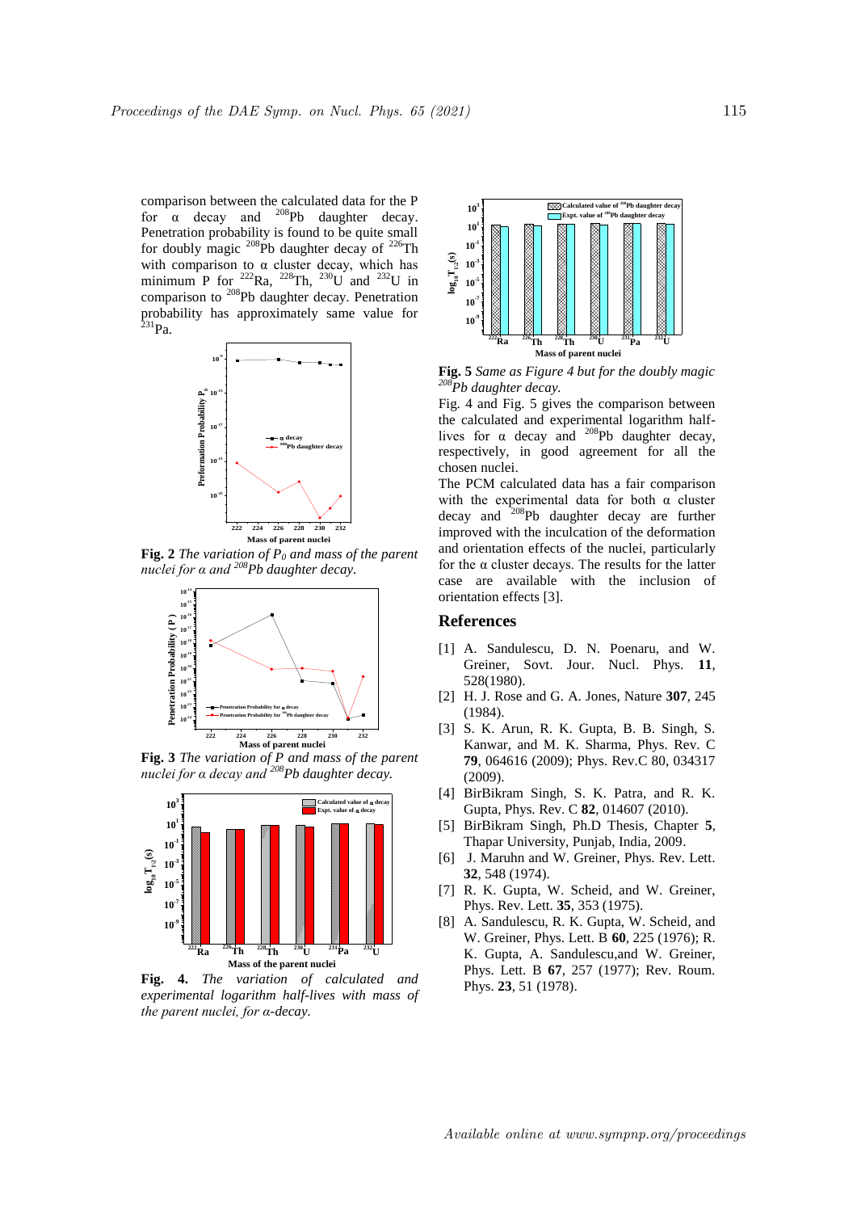comparison between the calculated data for the P for α decay and $^{208}$Pb daughter decay. Penetration probability is found to be quite small for doubly magic $^{208}$Pb daughter decay of $^{226}$Th with comparison to α cluster decay, which has minimum P for $^{222}$Ra, $^{228}$Th, $^{230}$U and $^{232}$U in comparison to $^{208}$Pb daughter decay. Penetration probability has approximately same value for $^{231}$Pa.

Preformation Probability $P_0$

α decay

$^{208}$Pb daughter decay

222 224 226 228 230 232

Mass of parent nuclei

**Fig. 2** *The variation of $P_0$ and mass of the parent nuclei for α and $^{208}$Pb daughter decay.*

Penetration Probability ( P )

Penetration Probability for α decay

Penetration Probability for $^{208}$Pb daughter decay

222 224 226 228 230 232

Mass of parent nuclei

**Fig. 3** *The variation of P and mass of the parent nuclei for α decay and $^{208}$Pb daughter decay.*

$\log_{10} T_{1/2}$(s)

Calculated value of α decay

Expt. value of α decay

$^{222}$Ra $^{226}$Th $^{228}$Th $^{230}$U $^{231}$Pa $^{232}$U

Mass of the parent nuclei

**Fig. 4.** *The variation of calculated and experimental logarithm half-lives with mass of the parent nuclei, for α-decay.*

$\log_{10} T_{1/2}$(s)

Calculated value of $^{208}$Pb daughter decay

Expt. value of $^{208}$Pb daughter decay

$^{222}$Ra $^{226}$Th $^{228}$Th $^{230}$U $^{231}$Pa $^{232}$U

Mass of parent nuclei

**Fig. 5** *Same as Figure 4 but for the doubly magic $^{208}$Pb daughter decay.*

Fig. 4 and Fig. 5 gives the comparison between the calculated and experimental logarithm half-lives for α decay and $^{208}$Pb daughter decay, respectively, in good agreement for all the chosen nuclei.

The PCM calculated data has a fair comparison with the experimental data for both α cluster decay and $^{208}$Pb daughter decay are further improved with the inculcation of the deformation and orientation effects of the nuclei, particularly for the α cluster decays. The results for the latter case are available with the inclusion of orientation effects [3].

## References

[1] A. Sandulescu, D. N. Poenaru, and W. Greiner, Sovt. Jour. Nucl. Phys. **11**, 528(1980).

[2] H. J. Rose and G. A. Jones, Nature **307**, 245 (1984).

[3] S. K. Arun, R. K. Gupta, B. B. Singh, S. Kanwar, and M. K. Sharma, Phys. Rev. C **79**, 064616 (2009); Phys. Rev.C 80, 034317 (2009).

[4] BirBikram Singh, S. K. Patra, and R. K. Gupta, Phys. Rev. C **82**, 014607 (2010).

[5] BirBikram Singh, Ph.D Thesis, Chapter **5**, Thapar University, Punjab, India, 2009.

[6] J. Maruhn and W. Greiner, Phys. Rev. Lett. **32**, 548 (1974).

[7] R. K. Gupta, W. Scheid, and W. Greiner, Phys. Rev. Lett. **35**, 353 (1975).

[8] A. Sandulescu, R. K. Gupta, W. Scheid, and W. Greiner, Phys. Lett. B **60**, 225 (1976); R. K. Gupta, A. Sandulescu,and W. Greiner, Phys. Lett. B **67**, 257 (1977); Rev. Roum. Phys. **23**, 51 (1978).